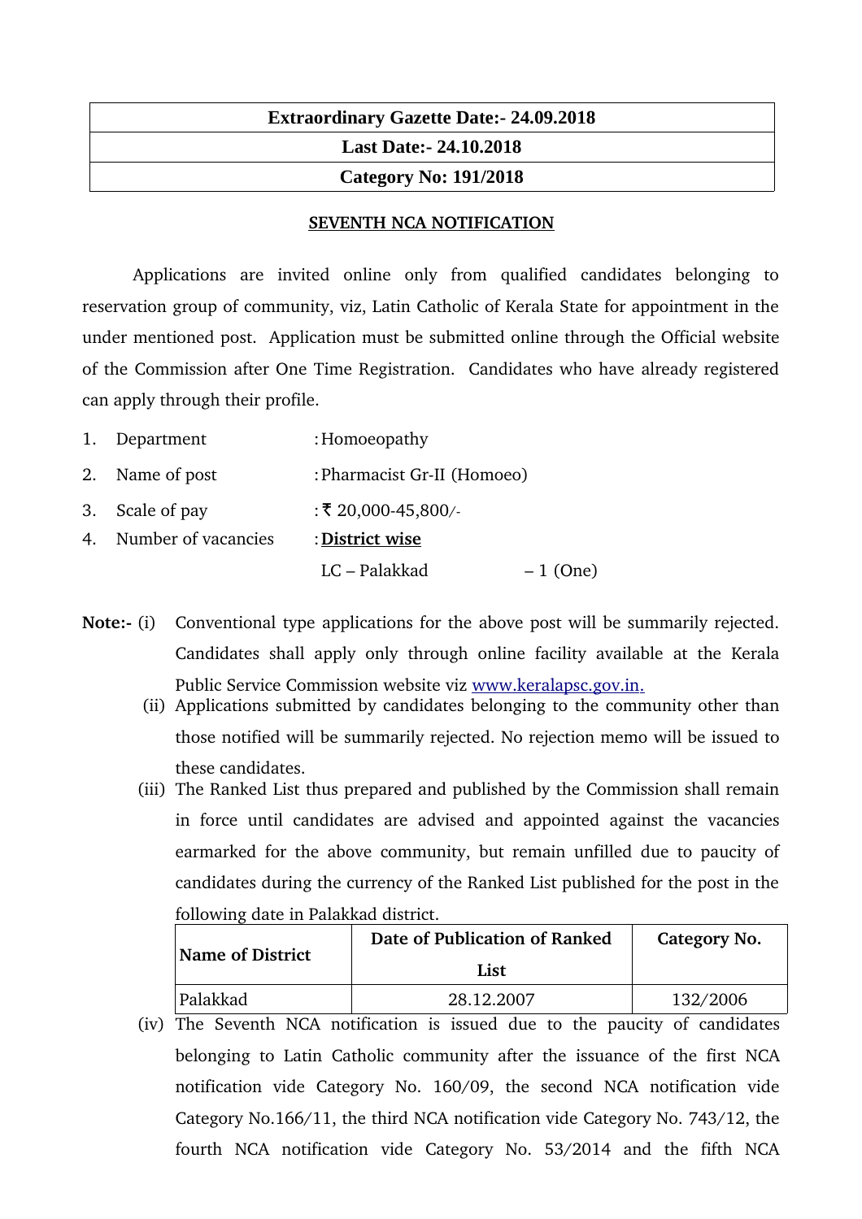| Extraordinary Gazette Date:- 24.09.2018 |
|---|
| Last Date:- 24.10.2018 |
| Category No: 191/2018 |

**SEVENTH NCA NOTIFICATION**

Applications are invited online only from qualified candidates belonging to reservation group of community, viz, Latin Catholic of Kerala State for appointment in the under mentioned post. Application must be submitted online through the Official website of the Commission after One Time Registration. Candidates who have already registered can apply through their profile.

1. Department : Homoeopathy
2. Name of post : Pharmacist Gr-II (Homoeo)
3. Scale of pay : ₹ 20,000-45,800/-
4. Number of vacancies : **District wise**

   LC – Palakkad – 1 (One)

**Note:-** (i) Conventional type applications for the above post will be summarily rejected. Candidates shall apply only through online facility available at the Kerala Public Service Commission website viz www.keralapsc.gov.in.

(ii) Applications submitted by candidates belonging to the community other than those notified will be summarily rejected. No rejection memo will be issued to these candidates.

(iii) The Ranked List thus prepared and published by the Commission shall remain in force until candidates are advised and appointed against the vacancies earmarked for the above community, but remain unfilled due to paucity of candidates during the currency of the Ranked List published for the post in the following date in Palakkad district.

| Name of District | Date of Publication of Ranked List | Category No. |
|---|---|---|
| Palakkad | 28.12.2007 | 132/2006 |

(iv) The Seventh NCA notification is issued due to the paucity of candidates belonging to Latin Catholic community after the issuance of the first NCA notification vide Category No. 160/09, the second NCA notification vide Category No.166/11, the third NCA notification vide Category No. 743/12, the fourth NCA notification vide Category No. 53/2014 and the fifth NCA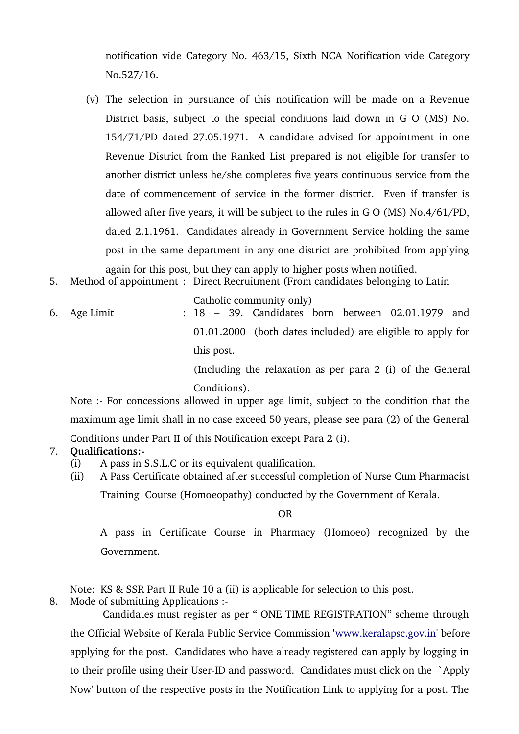notification vide Category No. 463/15, Sixth NCA Notification vide Category No.527/16.

(v) The selection in pursuance of this notification will be made on a Revenue District basis, subject to the special conditions laid down in G O (MS) No. 154/71/PD dated 27.05.1971. A candidate advised for appointment in one Revenue District from the Ranked List prepared is not eligible for transfer to another district unless he/she completes five years continuous service from the date of commencement of service in the former district. Even if transfer is allowed after five years, it will be subject to the rules in G O (MS) No.4/61/PD, dated 2.1.1961. Candidates already in Government Service holding the same post in the same department in any one district are prohibited from applying again for this post, but they can apply to higher posts when notified.

5. Method of appointment : Direct Recruitment (From candidates belonging to Latin Catholic community only)

6. Age Limit : 18 – 39. Candidates born between 02.01.1979 and 01.01.2000 (both dates included) are eligible to apply for this post.

   (Including the relaxation as per para 2 (i) of the General Conditions).

   Note :- For concessions allowed in upper age limit, subject to the condition that the maximum age limit shall in no case exceed 50 years, please see para (2) of the General Conditions under Part II of this Notification except Para 2 (i).

7. **Qualifications:-**

   (i) A pass in S.S.L.C or its equivalent qualification.

   (ii) A Pass Certificate obtained after successful completion of Nurse Cum Pharmacist Training Course (Homoeopathy) conducted by the Government of Kerala.

   OR

   A pass in Certificate Course in Pharmacy (Homoeo) recognized by the Government.

   Note: KS & SSR Part II Rule 10 a (ii) is applicable for selection to this post.

8. Mode of submitting Applications :-

   Candidates must register as per " ONE TIME REGISTRATION" scheme through the Official Website of Kerala Public Service Commission 'www.keralapsc.gov.in' before applying for the post. Candidates who have already registered can apply by logging in to their profile using their User-ID and password. Candidates must click on the `Apply Now' button of the respective posts in the Notification Link to applying for a post. The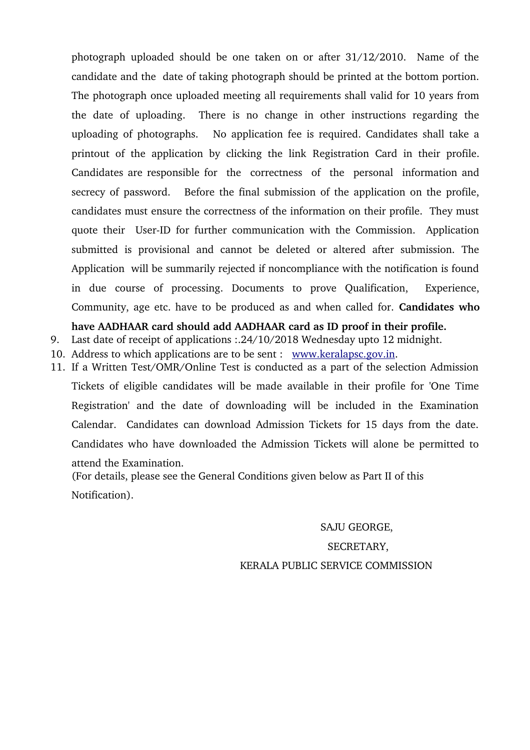photograph uploaded should be one taken on or after 31/12/2010. Name of the candidate and the date of taking photograph should be printed at the bottom portion. The photograph once uploaded meeting all requirements shall valid for 10 years from the date of uploading. There is no change in other instructions regarding the uploading of photographs. No application fee is required. Candidates shall take a printout of the application by clicking the link Registration Card in their profile. Candidates are responsible for the correctness of the personal information and secrecy of password. Before the final submission of the application on the profile, candidates must ensure the correctness of the information on their profile. They must quote their User-ID for further communication with the Commission. Application submitted is provisional and cannot be deleted or altered after submission. The Application will be summarily rejected if noncompliance with the notification is found in due course of processing. Documents to prove Qualification, Experience, Community, age etc. have to be produced as and when called for. **Candidates who have AADHAAR card should add AADHAAR card as ID proof in their profile.**

9. Last date of receipt of applications :.24/10/2018 Wednesday upto 12 midnight.
10. Address to which applications are to be sent : [www.keralapsc.gov.in](http://www.keralapsc.gov.in).
11. If a Written Test/OMR/Online Test is conducted as a part of the selection Admission Tickets of eligible candidates will be made available in their profile for 'One Time Registration' and the date of downloading will be included in the Examination Calendar. Candidates can download Admission Tickets for 15 days from the date. Candidates who have downloaded the Admission Tickets will alone be permitted to attend the Examination.

(For details, please see the General Conditions given below as Part II of this Notification).

SAJU GEORGE,
SECRETARY,
KERALA PUBLIC SERVICE COMMISSION